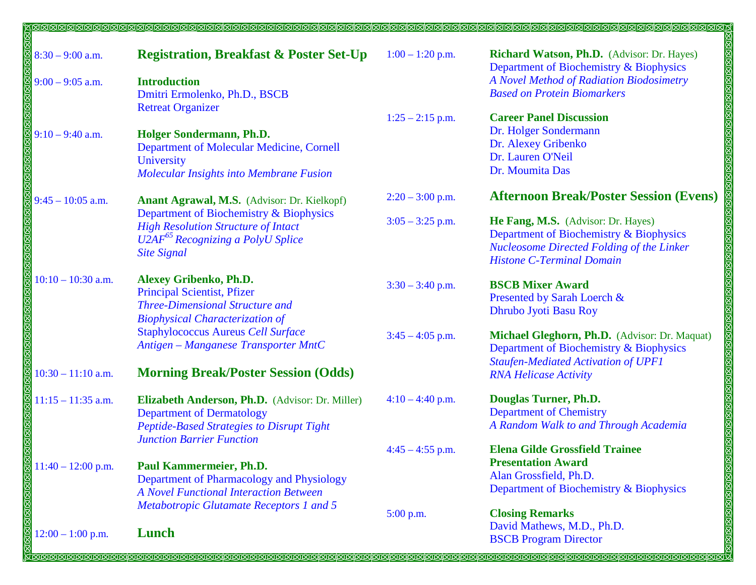8:30 – 9:00 a.m. **Registration, Breakfast & Poster Set-Up**

9:00 – 9:05 a.m. **Introduction**
Dmitri Ermolenko, Ph.D., BSCB
Retreat Organizer

9:10 – 9:40 a.m. **Holger Sondermann, Ph.D.**
Department of Molecular Medicine, Cornell University
*Molecular Insights into Membrane Fusion*

9:45 – 10:05 a.m. **Anant Agrawal, M.S.** (Advisor: Dr. Kielkopf)
Department of Biochemistry & Biophysics
*High Resolution Structure of Intact U2AF[65] Recognizing a PolyU Splice Site Signal*

10:10 – 10:30 a.m. **Alexey Gribenko, Ph.D.**
Principal Scientist, Pfizer
*Three-Dimensional Structure and Biophysical Characterization of* Staphylococcus Aureus *Cell Surface Antigen – Manganese Transporter MntC*

10:30 – 11:10 a.m. **Morning Break/Poster Session (Odds)**

11:15 – 11:35 a.m. **Elizabeth Anderson, Ph.D.** (Advisor: Dr. Miller)
Department of Dermatology
*Peptide-Based Strategies to Disrupt Tight Junction Barrier Function*

11:40 – 12:00 p.m. **Paul Kammermeier, Ph.D.**
Department of Pharmacology and Physiology
*A Novel Functional Interaction Between Metabotropic Glutamate Receptors 1 and 5*

12:00 – 1:00 p.m. **Lunch**

1:00 – 1:20 p.m. **Richard Watson, Ph.D.** (Advisor: Dr. Hayes)
Department of Biochemistry & Biophysics
*A Novel Method of Radiation Biodosimetry Based on Protein Biomarkers*

1:25 – 2:15 p.m. **Career Panel Discussion**
Dr. Holger Sondermann
Dr. Alexey Gribenko
Dr. Lauren O'Neil
Dr. Moumita Das

2:20 – 3:00 p.m. **Afternoon Break/Poster Session (Evens)**

3:05 – 3:25 p.m. **He Fang, M.S.** (Advisor: Dr. Hayes)
Department of Biochemistry & Biophysics
*Nucleosome Directed Folding of the Linker Histone C-Terminal Domain*

3:30 – 3:40 p.m. **BSCB Mixer Award**
Presented by Sarah Loerch & Dhrubo Jyoti Basu Roy

3:45 – 4:05 p.m. **Michael Gleghorn, Ph.D.** (Advisor: Dr. Maquat)
Department of Biochemistry & Biophysics
*Staufen-Mediated Activation of UPF1 RNA Helicase Activity*

4:10 – 4:40 p.m. **Douglas Turner, Ph.D.**
Department of Chemistry
*A Random Walk to and Through Academia*

4:45 – 4:55 p.m. **Elena Gilde Grossfield Trainee Presentation Award**
Alan Grossfield, Ph.D.
Department of Biochemistry & Biophysics

5:00 p.m. **Closing Remarks**
David Mathews, M.D., Ph.D.
BSCB Program Director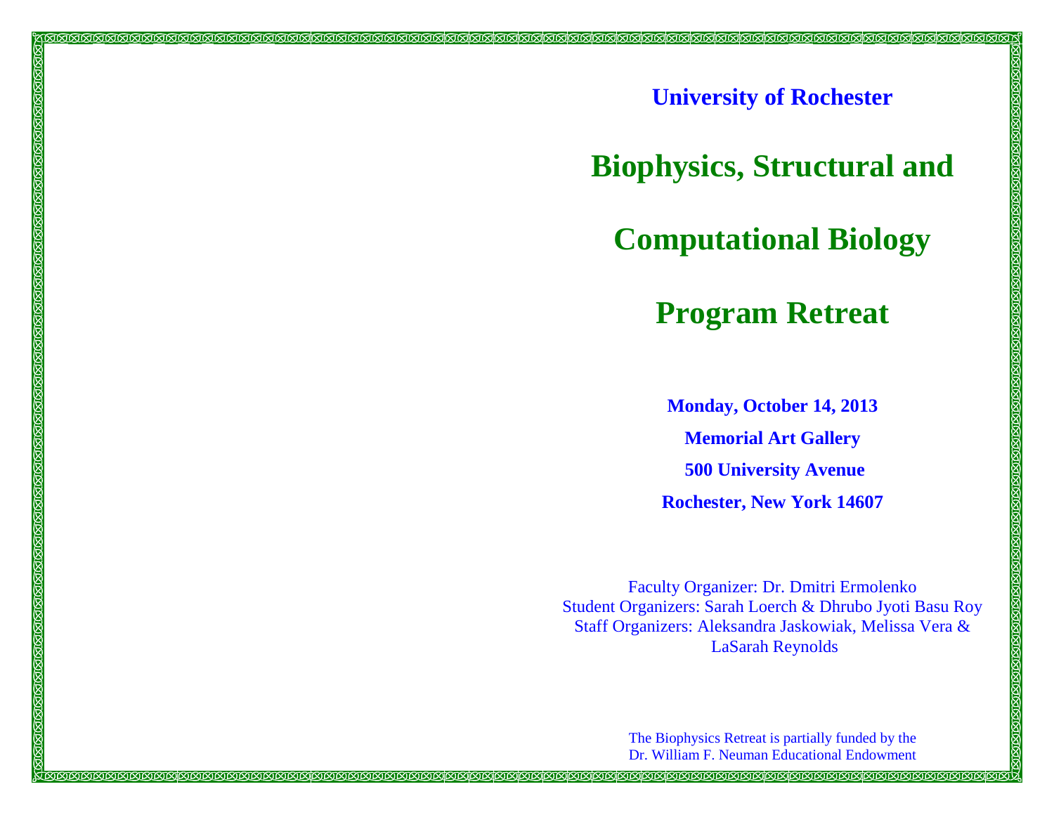**University of Rochester**

# Biophysics, Structural and Computational Biology Program Retreat

**Monday, October 14, 2013**

**Memorial Art Gallery**

**500 University Avenue**

**Rochester, New York 14607**

Faculty Organizer: Dr. Dmitri Ermolenko
Student Organizers: Sarah Loerch & Dhrubo Jyoti Basu Roy
Staff Organizers: Aleksandra Jaskowiak, Melissa Vera & LaSarah Reynolds

The Biophysics Retreat is partially funded by the Dr. William F. Neuman Educational Endowment